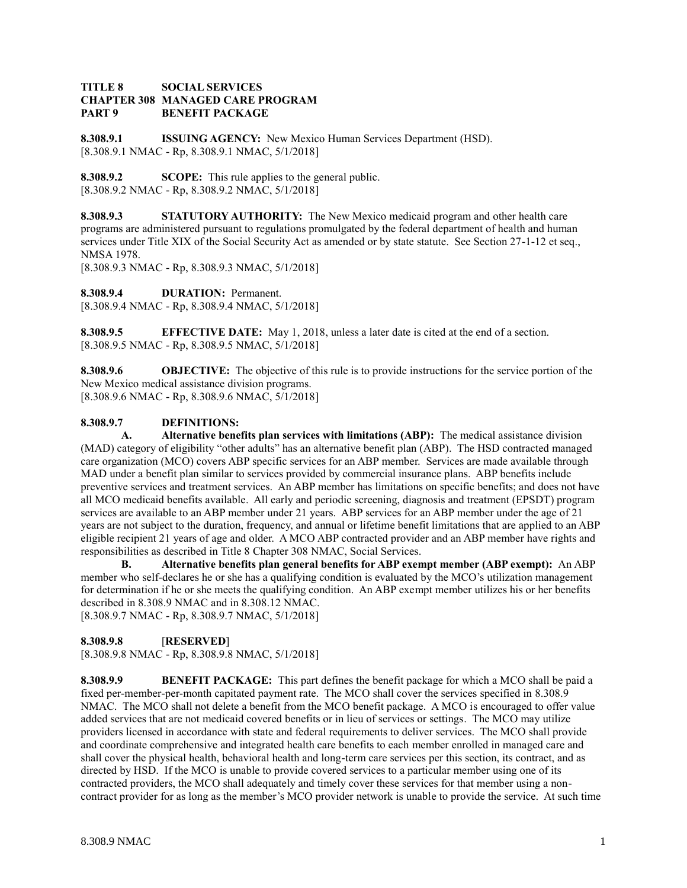**TITLE 8 SOCIAL SERVICES**
**CHAPTER 308 MANAGED CARE PROGRAM**
**PART 9 BENEFIT PACKAGE**

**8.308.9.1 ISSUING AGENCY:** New Mexico Human Services Department (HSD).
[8.308.9.1 NMAC - Rp, 8.308.9.1 NMAC, 5/1/2018]

**8.308.9.2 SCOPE:** This rule applies to the general public.
[8.308.9.2 NMAC - Rp, 8.308.9.2 NMAC, 5/1/2018]

**8.308.9.3 STATUTORY AUTHORITY:** The New Mexico medicaid program and other health care programs are administered pursuant to regulations promulgated by the federal department of health and human services under Title XIX of the Social Security Act as amended or by state statute. See Section 27-1-12 et seq., NMSA 1978.
[8.308.9.3 NMAC - Rp, 8.308.9.3 NMAC, 5/1/2018]

**8.308.9.4 DURATION:** Permanent.
[8.308.9.4 NMAC - Rp, 8.308.9.4 NMAC, 5/1/2018]

**8.308.9.5 EFFECTIVE DATE:** May 1, 2018, unless a later date is cited at the end of a section.
[8.308.9.5 NMAC - Rp, 8.308.9.5 NMAC, 5/1/2018]

**8.308.9.6 OBJECTIVE:** The objective of this rule is to provide instructions for the service portion of the New Mexico medical assistance division programs.
[8.308.9.6 NMAC - Rp, 8.308.9.6 NMAC, 5/1/2018]

**8.308.9.7 DEFINITIONS:**

**A. Alternative benefits plan services with limitations (ABP):** The medical assistance division (MAD) category of eligibility "other adults" has an alternative benefit plan (ABP). The HSD contracted managed care organization (MCO) covers ABP specific services for an ABP member. Services are made available through MAD under a benefit plan similar to services provided by commercial insurance plans. ABP benefits include preventive services and treatment services. An ABP member has limitations on specific benefits; and does not have all MCO medicaid benefits available. All early and periodic screening, diagnosis and treatment (EPSDT) program services are available to an ABP member under 21 years. ABP services for an ABP member under the age of 21 years are not subject to the duration, frequency, and annual or lifetime benefit limitations that are applied to an ABP eligible recipient 21 years of age and older. A MCO ABP contracted provider and an ABP member have rights and responsibilities as described in Title 8 Chapter 308 NMAC, Social Services.

**B. Alternative benefits plan general benefits for ABP exempt member (ABP exempt):** An ABP member who self-declares he or she has a qualifying condition is evaluated by the MCO's utilization management for determination if he or she meets the qualifying condition. An ABP exempt member utilizes his or her benefits described in 8.308.9 NMAC and in 8.308.12 NMAC.
[8.308.9.7 NMAC - Rp, 8.308.9.7 NMAC, 5/1/2018]

**8.308.9.8** [**RESERVED**]
[8.308.9.8 NMAC - Rp, 8.308.9.8 NMAC, 5/1/2018]

**8.308.9.9 BENEFIT PACKAGE:** This part defines the benefit package for which a MCO shall be paid a fixed per-member-per-month capitated payment rate. The MCO shall cover the services specified in 8.308.9 NMAC. The MCO shall not delete a benefit from the MCO benefit package. A MCO is encouraged to offer value added services that are not medicaid covered benefits or in lieu of services or settings. The MCO may utilize providers licensed in accordance with state and federal requirements to deliver services. The MCO shall provide and coordinate comprehensive and integrated health care benefits to each member enrolled in managed care and shall cover the physical health, behavioral health and long-term care services per this section, its contract, and as directed by HSD. If the MCO is unable to provide covered services to a particular member using one of its contracted providers, the MCO shall adequately and timely cover these services for that member using a non-contract provider for as long as the member's MCO provider network is unable to provide the service. At such time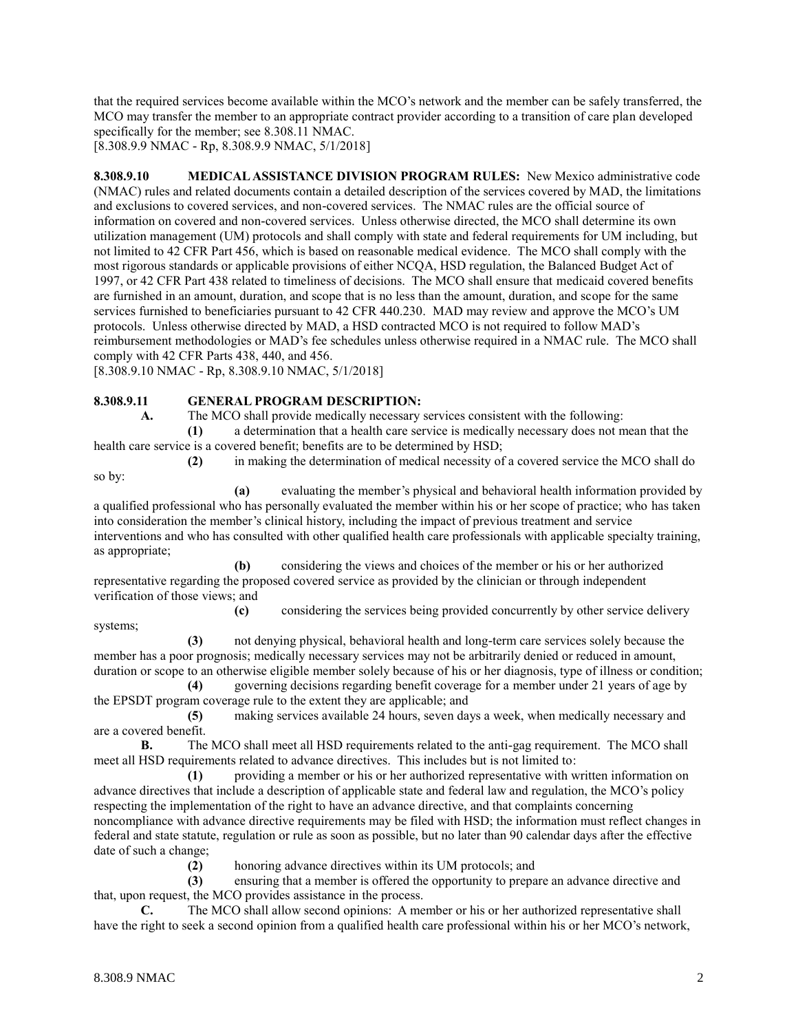that the required services become available within the MCO's network and the member can be safely transferred, the MCO may transfer the member to an appropriate contract provider according to a transition of care plan developed specifically for the member; see 8.308.11 NMAC.
[8.308.9.9 NMAC - Rp, 8.308.9.9 NMAC, 5/1/2018]

**8.308.9.10 MEDICAL ASSISTANCE DIVISION PROGRAM RULES:** New Mexico administrative code (NMAC) rules and related documents contain a detailed description of the services covered by MAD, the limitations and exclusions to covered services, and non-covered services. The NMAC rules are the official source of information on covered and non-covered services. Unless otherwise directed, the MCO shall determine its own utilization management (UM) protocols and shall comply with state and federal requirements for UM including, but not limited to 42 CFR Part 456, which is based on reasonable medical evidence. The MCO shall comply with the most rigorous standards or applicable provisions of either NCQA, HSD regulation, the Balanced Budget Act of 1997, or 42 CFR Part 438 related to timeliness of decisions. The MCO shall ensure that medicaid covered benefits are furnished in an amount, duration, and scope that is no less than the amount, duration, and scope for the same services furnished to beneficiaries pursuant to 42 CFR 440.230. MAD may review and approve the MCO's UM protocols. Unless otherwise directed by MAD, a HSD contracted MCO is not required to follow MAD's reimbursement methodologies or MAD's fee schedules unless otherwise required in a NMAC rule. The MCO shall comply with 42 CFR Parts 438, 440, and 456.
[8.308.9.10 NMAC - Rp, 8.308.9.10 NMAC, 5/1/2018]

**8.308.9.11 GENERAL PROGRAM DESCRIPTION:**

**A.** The MCO shall provide medically necessary services consistent with the following:

**(1)** a determination that a health care service is medically necessary does not mean that the health care service is a covered benefit; benefits are to be determined by HSD;

**(2)** in making the determination of medical necessity of a covered service the MCO shall do so by:

**(a)** evaluating the member's physical and behavioral health information provided by a qualified professional who has personally evaluated the member within his or her scope of practice; who has taken into consideration the member's clinical history, including the impact of previous treatment and service interventions and who has consulted with other qualified health care professionals with applicable specialty training, as appropriate;

**(b)** considering the views and choices of the member or his or her authorized representative regarding the proposed covered service as provided by the clinician or through independent verification of those views; and

**(c)** considering the services being provided concurrently by other service delivery systems;

**(3)** not denying physical, behavioral health and long-term care services solely because the member has a poor prognosis; medically necessary services may not be arbitrarily denied or reduced in amount, duration or scope to an otherwise eligible member solely because of his or her diagnosis, type of illness or condition;

**(4)** governing decisions regarding benefit coverage for a member under 21 years of age by the EPSDT program coverage rule to the extent they are applicable; and

**(5)** making services available 24 hours, seven days a week, when medically necessary and are a covered benefit.

**B.** The MCO shall meet all HSD requirements related to the anti-gag requirement. The MCO shall meet all HSD requirements related to advance directives. This includes but is not limited to:

**(1)** providing a member or his or her authorized representative with written information on advance directives that include a description of applicable state and federal law and regulation, the MCO's policy respecting the implementation of the right to have an advance directive, and that complaints concerning noncompliance with advance directive requirements may be filed with HSD; the information must reflect changes in federal and state statute, regulation or rule as soon as possible, but no later than 90 calendar days after the effective date of such a change;

**(2)** honoring advance directives within its UM protocols; and

**(3)** ensuring that a member is offered the opportunity to prepare an advance directive and that, upon request, the MCO provides assistance in the process.

**C.** The MCO shall allow second opinions: A member or his or her authorized representative shall have the right to seek a second opinion from a qualified health care professional within his or her MCO's network,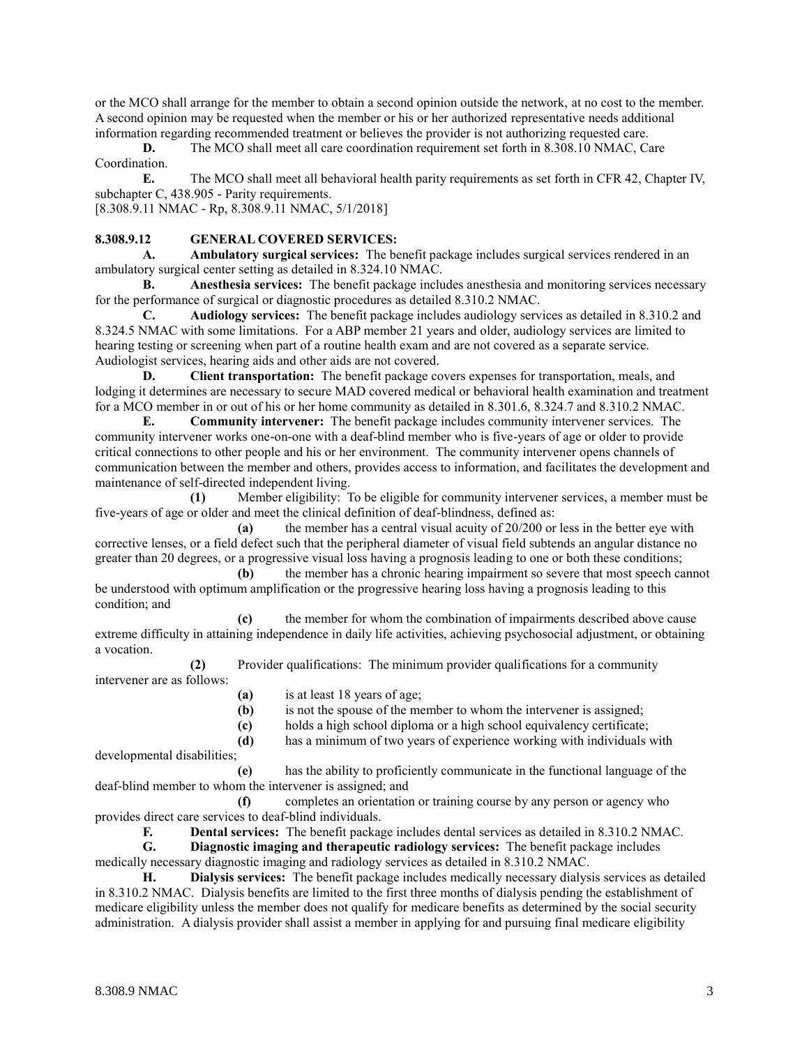or the MCO shall arrange for the member to obtain a second opinion outside the network, at no cost to the member. A second opinion may be requested when the member or his or her authorized representative needs additional information regarding recommended treatment or believes the provider is not authorizing requested care.

**D.** The MCO shall meet all care coordination requirement set forth in 8.308.10 NMAC, Care Coordination.

**E.** The MCO shall meet all behavioral health parity requirements as set forth in CFR 42, Chapter IV, subchapter C, 438.905 - Parity requirements.

[8.308.9.11 NMAC - Rp, 8.308.9.11 NMAC, 5/1/2018]

**8.308.9.12 GENERAL COVERED SERVICES:**

**A. Ambulatory surgical services:** The benefit package includes surgical services rendered in an ambulatory surgical center setting as detailed in 8.324.10 NMAC.

**B. Anesthesia services:** The benefit package includes anesthesia and monitoring services necessary for the performance of surgical or diagnostic procedures as detailed 8.310.2 NMAC.

**C. Audiology services:** The benefit package includes audiology services as detailed in 8.310.2 and 8.324.5 NMAC with some limitations. For a ABP member 21 years and older, audiology services are limited to hearing testing or screening when part of a routine health exam and are not covered as a separate service. Audiologist services, hearing aids and other aids are not covered.

**D. Client transportation:** The benefit package covers expenses for transportation, meals, and lodging it determines are necessary to secure MAD covered medical or behavioral health examination and treatment for a MCO member in or out of his or her home community as detailed in 8.301.6, 8.324.7 and 8.310.2 NMAC.

**E. Community intervener:** The benefit package includes community intervener services. The community intervener works one-on-one with a deaf-blind member who is five-years of age or older to provide critical connections to other people and his or her environment. The community intervener opens channels of communication between the member and others, provides access to information, and facilitates the development and maintenance of self-directed independent living.

**(1)** Member eligibility: To be eligible for community intervener services, a member must be five-years of age or older and meet the clinical definition of deaf-blindness, defined as:

**(a)** the member has a central visual acuity of 20/200 or less in the better eye with corrective lenses, or a field defect such that the peripheral diameter of visual field subtends an angular distance no greater than 20 degrees, or a progressive visual loss having a prognosis leading to one or both these conditions;

**(b)** the member has a chronic hearing impairment so severe that most speech cannot be understood with optimum amplification or the progressive hearing loss having a prognosis leading to this condition; and

**(c)** the member for whom the combination of impairments described above cause extreme difficulty in attaining independence in daily life activities, achieving psychosocial adjustment, or obtaining a vocation.

**(2)** Provider qualifications: The minimum provider qualifications for a community intervener are as follows:

**(a)** is at least 18 years of age;

**(b)** is not the spouse of the member to whom the intervener is assigned;

**(c)** holds a high school diploma or a high school equivalency certificate;

**(d)** has a minimum of two years of experience working with individuals with developmental disabilities;

**(e)** has the ability to proficiently communicate in the functional language of the deaf-blind member to whom the intervener is assigned; and

**(f)** completes an orientation or training course by any person or agency who provides direct care services to deaf-blind individuals.

**F. Dental services:** The benefit package includes dental services as detailed in 8.310.2 NMAC.

**G. Diagnostic imaging and therapeutic radiology services:** The benefit package includes medically necessary diagnostic imaging and radiology services as detailed in 8.310.2 NMAC.

**H. Dialysis services:** The benefit package includes medically necessary dialysis services as detailed in 8.310.2 NMAC. Dialysis benefits are limited to the first three months of dialysis pending the establishment of medicare eligibility unless the member does not qualify for medicare benefits as determined by the social security administration. A dialysis provider shall assist a member in applying for and pursuing final medicare eligibility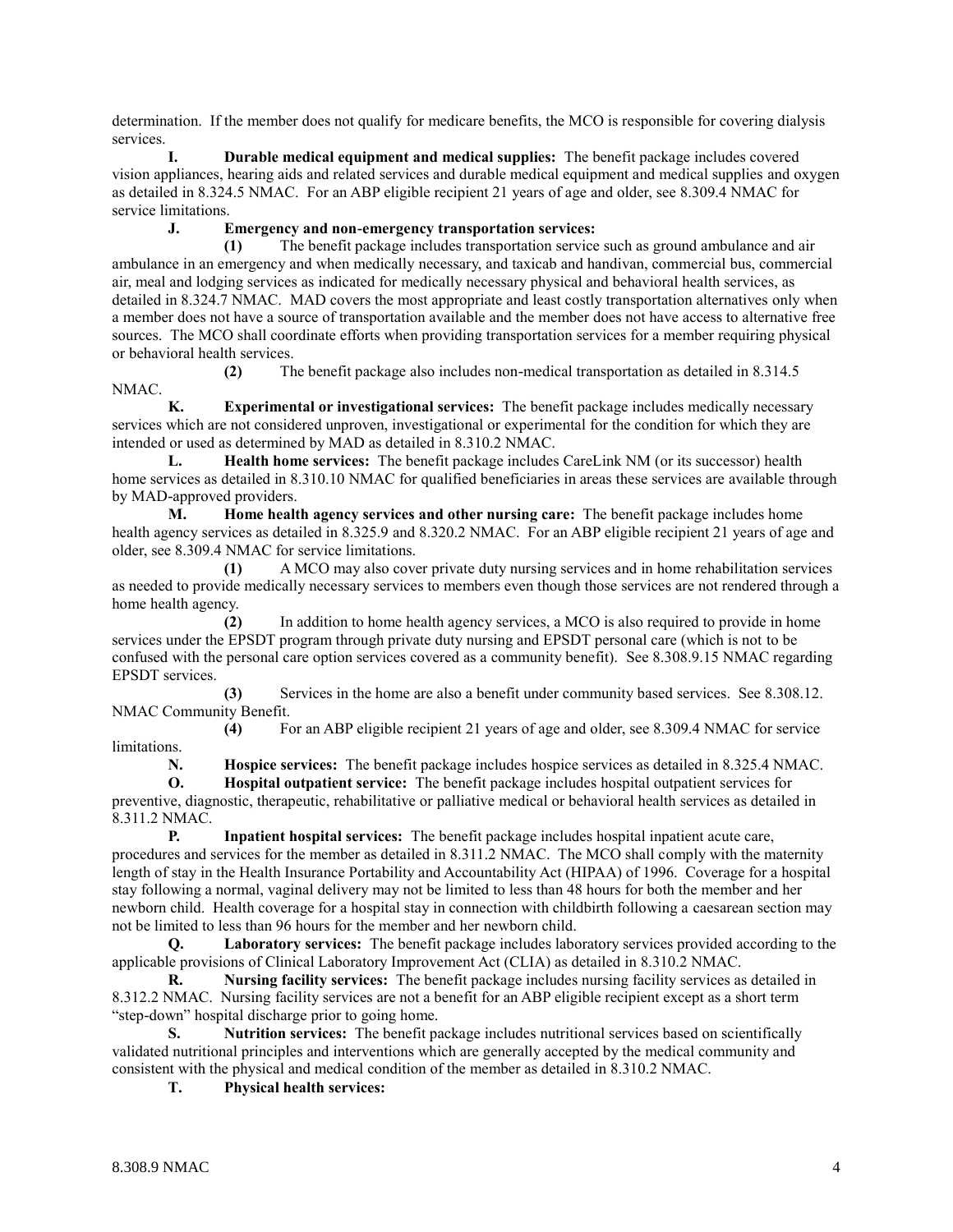determination. If the member does not qualify for medicare benefits, the MCO is responsible for covering dialysis services.

**I. Durable medical equipment and medical supplies:** The benefit package includes covered vision appliances, hearing aids and related services and durable medical equipment and medical supplies and oxygen as detailed in 8.324.5 NMAC. For an ABP eligible recipient 21 years of age and older, see 8.309.4 NMAC for service limitations.

**J. Emergency and non-emergency transportation services:**

**(1)** The benefit package includes transportation service such as ground ambulance and air ambulance in an emergency and when medically necessary, and taxicab and handivan, commercial bus, commercial air, meal and lodging services as indicated for medically necessary physical and behavioral health services, as detailed in 8.324.7 NMAC. MAD covers the most appropriate and least costly transportation alternatives only when a member does not have a source of transportation available and the member does not have access to alternative free sources. The MCO shall coordinate efforts when providing transportation services for a member requiring physical or behavioral health services.

**(2)** The benefit package also includes non-medical transportation as detailed in 8.314.5 NMAC.

**K. Experimental or investigational services:** The benefit package includes medically necessary services which are not considered unproven, investigational or experimental for the condition for which they are intended or used as determined by MAD as detailed in 8.310.2 NMAC.

**L. Health home services:** The benefit package includes CareLink NM (or its successor) health home services as detailed in 8.310.10 NMAC for qualified beneficiaries in areas these services are available through by MAD-approved providers.

**M. Home health agency services and other nursing care:** The benefit package includes home health agency services as detailed in 8.325.9 and 8.320.2 NMAC. For an ABP eligible recipient 21 years of age and older, see 8.309.4 NMAC for service limitations.

**(1)** A MCO may also cover private duty nursing services and in home rehabilitation services as needed to provide medically necessary services to members even though those services are not rendered through a home health agency.

**(2)** In addition to home health agency services, a MCO is also required to provide in home services under the EPSDT program through private duty nursing and EPSDT personal care (which is not to be confused with the personal care option services covered as a community benefit). See 8.308.9.15 NMAC regarding EPSDT services.

**(3)** Services in the home are also a benefit under community based services. See 8.308.12. NMAC Community Benefit.

**(4)** For an ABP eligible recipient 21 years of age and older, see 8.309.4 NMAC for service limitations.

**N. Hospice services:** The benefit package includes hospice services as detailed in 8.325.4 NMAC.

**O. Hospital outpatient service:** The benefit package includes hospital outpatient services for preventive, diagnostic, therapeutic, rehabilitative or palliative medical or behavioral health services as detailed in 8.311.2 NMAC.

**P. Inpatient hospital services:** The benefit package includes hospital inpatient acute care, procedures and services for the member as detailed in 8.311.2 NMAC. The MCO shall comply with the maternity length of stay in the Health Insurance Portability and Accountability Act (HIPAA) of 1996. Coverage for a hospital stay following a normal, vaginal delivery may not be limited to less than 48 hours for both the member and her newborn child. Health coverage for a hospital stay in connection with childbirth following a caesarean section may not be limited to less than 96 hours for the member and her newborn child.

**Q. Laboratory services:** The benefit package includes laboratory services provided according to the applicable provisions of Clinical Laboratory Improvement Act (CLIA) as detailed in 8.310.2 NMAC.

**R. Nursing facility services:** The benefit package includes nursing facility services as detailed in 8.312.2 NMAC. Nursing facility services are not a benefit for an ABP eligible recipient except as a short term "step-down" hospital discharge prior to going home.

**S. Nutrition services:** The benefit package includes nutritional services based on scientifically validated nutritional principles and interventions which are generally accepted by the medical community and consistent with the physical and medical condition of the member as detailed in 8.310.2 NMAC.

**T. Physical health services:**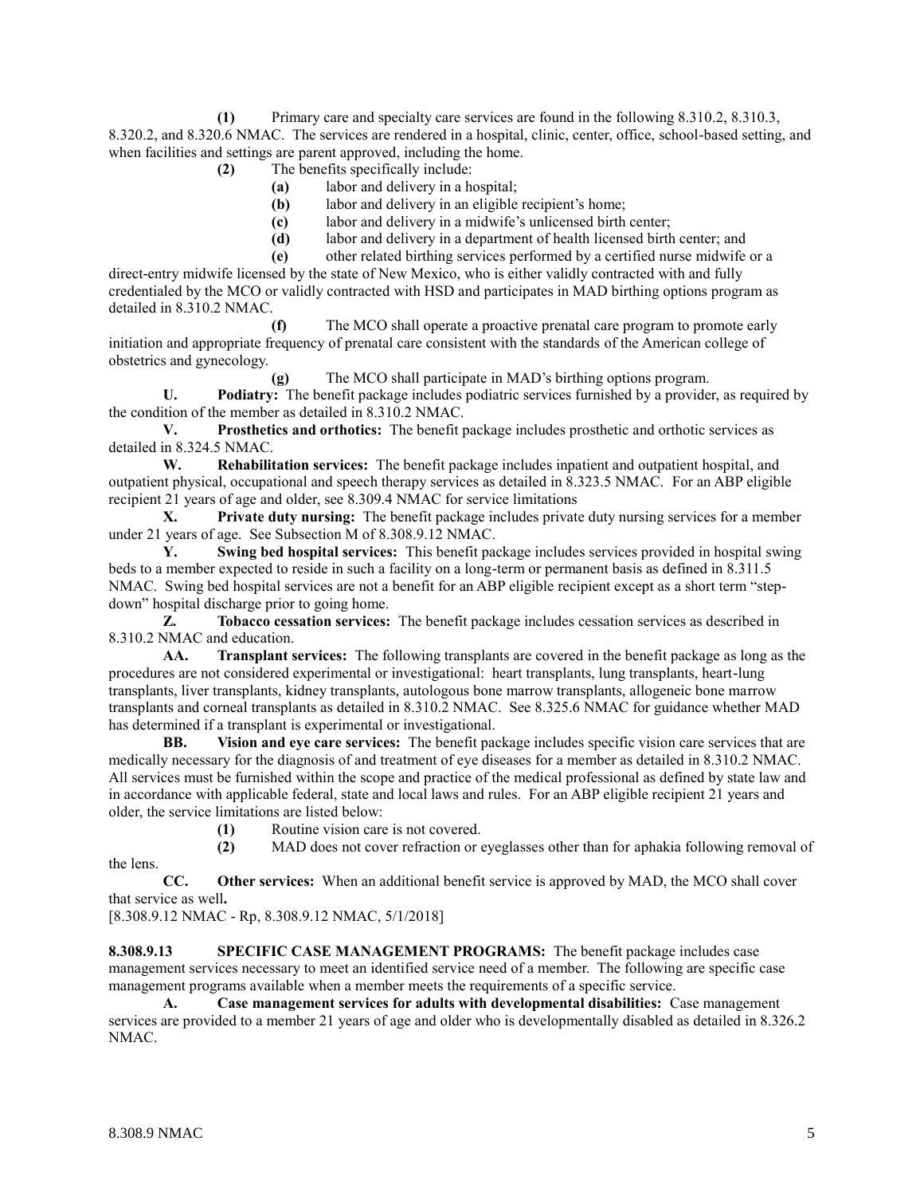**(1)** Primary care and specialty care services are found in the following 8.310.2, 8.310.3, 8.320.2, and 8.320.6 NMAC. The services are rendered in a hospital, clinic, center, office, school-based setting, and when facilities and settings are parent approved, including the home.

**(2)** The benefits specifically include:

**(a)** labor and delivery in a hospital;

**(b)** labor and delivery in an eligible recipient's home;

**(c)** labor and delivery in a midwife's unlicensed birth center;

**(d)** labor and delivery in a department of health licensed birth center; and

**(e)** other related birthing services performed by a certified nurse midwife or a direct-entry midwife licensed by the state of New Mexico, who is either validly contracted with and fully credentialed by the MCO or validly contracted with HSD and participates in MAD birthing options program as detailed in 8.310.2 NMAC.

**(f)** The MCO shall operate a proactive prenatal care program to promote early initiation and appropriate frequency of prenatal care consistent with the standards of the American college of obstetrics and gynecology.

**(g)** The MCO shall participate in MAD's birthing options program.

**U. Podiatry:** The benefit package includes podiatric services furnished by a provider, as required by the condition of the member as detailed in 8.310.2 NMAC.

**V. Prosthetics and orthotics:** The benefit package includes prosthetic and orthotic services as detailed in 8.324.5 NMAC.

**W. Rehabilitation services:** The benefit package includes inpatient and outpatient hospital, and outpatient physical, occupational and speech therapy services as detailed in 8.323.5 NMAC. For an ABP eligible recipient 21 years of age and older, see 8.309.4 NMAC for service limitations

**X. Private duty nursing:** The benefit package includes private duty nursing services for a member under 21 years of age. See Subsection M of 8.308.9.12 NMAC.

**Y. Swing bed hospital services:** This benefit package includes services provided in hospital swing beds to a member expected to reside in such a facility on a long-term or permanent basis as defined in 8.311.5 NMAC. Swing bed hospital services are not a benefit for an ABP eligible recipient except as a short term "step-down" hospital discharge prior to going home.

**Z. Tobacco cessation services:** The benefit package includes cessation services as described in 8.310.2 NMAC and education.

**AA. Transplant services:** The following transplants are covered in the benefit package as long as the procedures are not considered experimental or investigational: heart transplants, lung transplants, heart-lung transplants, liver transplants, kidney transplants, autologous bone marrow transplants, allogeneic bone marrow transplants and corneal transplants as detailed in 8.310.2 NMAC. See 8.325.6 NMAC for guidance whether MAD has determined if a transplant is experimental or investigational.

**BB. Vision and eye care services:** The benefit package includes specific vision care services that are medically necessary for the diagnosis of and treatment of eye diseases for a member as detailed in 8.310.2 NMAC. All services must be furnished within the scope and practice of the medical professional as defined by state law and in accordance with applicable federal, state and local laws and rules. For an ABP eligible recipient 21 years and older, the service limitations are listed below:

**(1)** Routine vision care is not covered.

**(2)** MAD does not cover refraction or eyeglasses other than for aphakia following removal of the lens.

**CC. Other services:** When an additional benefit service is approved by MAD, the MCO shall cover that service as well**.**

[8.308.9.12 NMAC - Rp, 8.308.9.12 NMAC, 5/1/2018]

**8.308.9.13 SPECIFIC CASE MANAGEMENT PROGRAMS:** The benefit package includes case management services necessary to meet an identified service need of a member. The following are specific case management programs available when a member meets the requirements of a specific service.

**A. Case management services for adults with developmental disabilities:** Case management services are provided to a member 21 years of age and older who is developmentally disabled as detailed in 8.326.2 NMAC.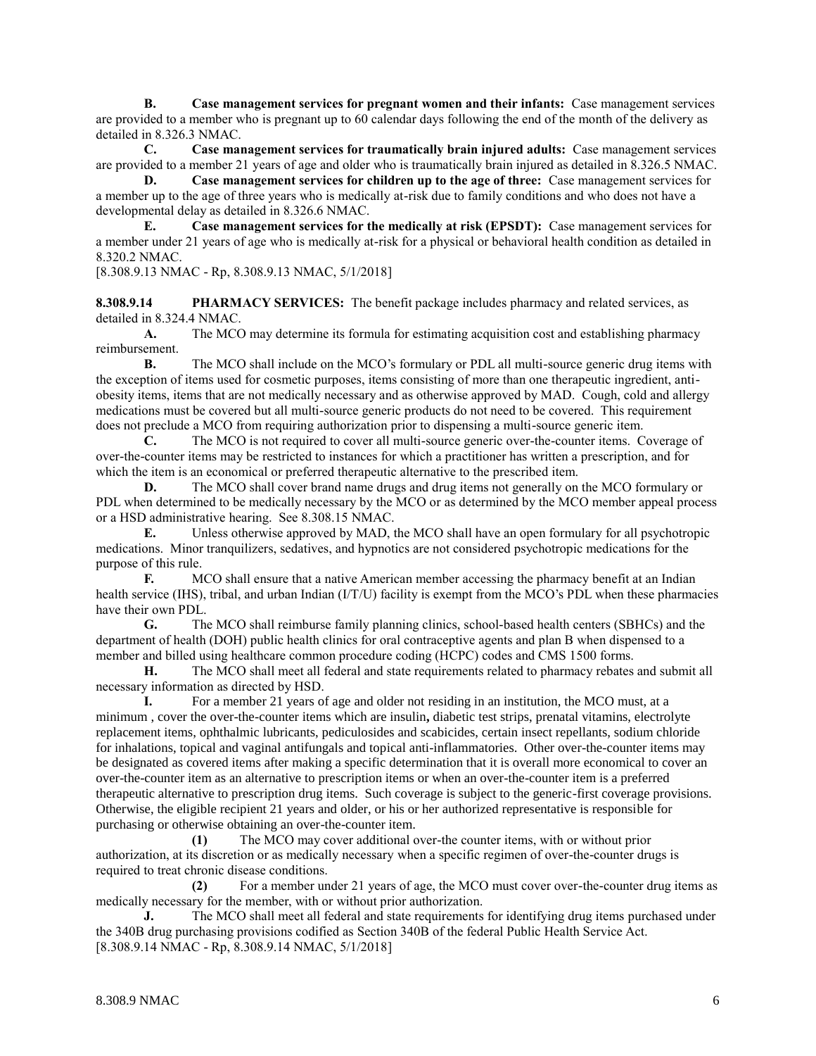**B. Case management services for pregnant women and their infants:** Case management services are provided to a member who is pregnant up to 60 calendar days following the end of the month of the delivery as detailed in 8.326.3 NMAC.

**C. Case management services for traumatically brain injured adults:** Case management services are provided to a member 21 years of age and older who is traumatically brain injured as detailed in 8.326.5 NMAC.

**D. Case management services for children up to the age of three:** Case management services for a member up to the age of three years who is medically at-risk due to family conditions and who does not have a developmental delay as detailed in 8.326.6 NMAC.

**E. Case management services for the medically at risk (EPSDT):** Case management services for a member under 21 years of age who is medically at-risk for a physical or behavioral health condition as detailed in 8.320.2 NMAC.

[8.308.9.13 NMAC - Rp, 8.308.9.13 NMAC, 5/1/2018]

**8.308.9.14 PHARMACY SERVICES:** The benefit package includes pharmacy and related services, as detailed in 8.324.4 NMAC.

**A.** The MCO may determine its formula for estimating acquisition cost and establishing pharmacy reimbursement.

**B.** The MCO shall include on the MCO's formulary or PDL all multi-source generic drug items with the exception of items used for cosmetic purposes, items consisting of more than one therapeutic ingredient, anti-obesity items, items that are not medically necessary and as otherwise approved by MAD. Cough, cold and allergy medications must be covered but all multi-source generic products do not need to be covered. This requirement does not preclude a MCO from requiring authorization prior to dispensing a multi-source generic item.

**C.** The MCO is not required to cover all multi-source generic over-the-counter items. Coverage of over-the-counter items may be restricted to instances for which a practitioner has written a prescription, and for which the item is an economical or preferred therapeutic alternative to the prescribed item.

**D.** The MCO shall cover brand name drugs and drug items not generally on the MCO formulary or PDL when determined to be medically necessary by the MCO or as determined by the MCO member appeal process or a HSD administrative hearing. See 8.308.15 NMAC.

**E.** Unless otherwise approved by MAD, the MCO shall have an open formulary for all psychotropic medications. Minor tranquilizers, sedatives, and hypnotics are not considered psychotropic medications for the purpose of this rule.

**F.** MCO shall ensure that a native American member accessing the pharmacy benefit at an Indian health service (IHS), tribal, and urban Indian (I/T/U) facility is exempt from the MCO's PDL when these pharmacies have their own PDL.

**G.** The MCO shall reimburse family planning clinics, school-based health centers (SBHCs) and the department of health (DOH) public health clinics for oral contraceptive agents and plan B when dispensed to a member and billed using healthcare common procedure coding (HCPC) codes and CMS 1500 forms.

**H.** The MCO shall meet all federal and state requirements related to pharmacy rebates and submit all necessary information as directed by HSD.

**I.** For a member 21 years of age and older not residing in an institution, the MCO must, at a minimum , cover the over-the-counter items which are insulin**,** diabetic test strips, prenatal vitamins, electrolyte replacement items, ophthalmic lubricants, pediculosides and scabicides, certain insect repellants, sodium chloride for inhalations, topical and vaginal antifungals and topical anti-inflammatories. Other over-the-counter items may be designated as covered items after making a specific determination that it is overall more economical to cover an over-the-counter item as an alternative to prescription items or when an over-the-counter item is a preferred therapeutic alternative to prescription drug items. Such coverage is subject to the generic-first coverage provisions. Otherwise, the eligible recipient 21 years and older, or his or her authorized representative is responsible for purchasing or otherwise obtaining an over-the-counter item.

**(1)** The MCO may cover additional over-the counter items, with or without prior authorization, at its discretion or as medically necessary when a specific regimen of over-the-counter drugs is required to treat chronic disease conditions.

**(2)** For a member under 21 years of age, the MCO must cover over-the-counter drug items as medically necessary for the member, with or without prior authorization.

**J.** The MCO shall meet all federal and state requirements for identifying drug items purchased under the 340B drug purchasing provisions codified as Section 340B of the federal Public Health Service Act.

[8.308.9.14 NMAC - Rp, 8.308.9.14 NMAC, 5/1/2018]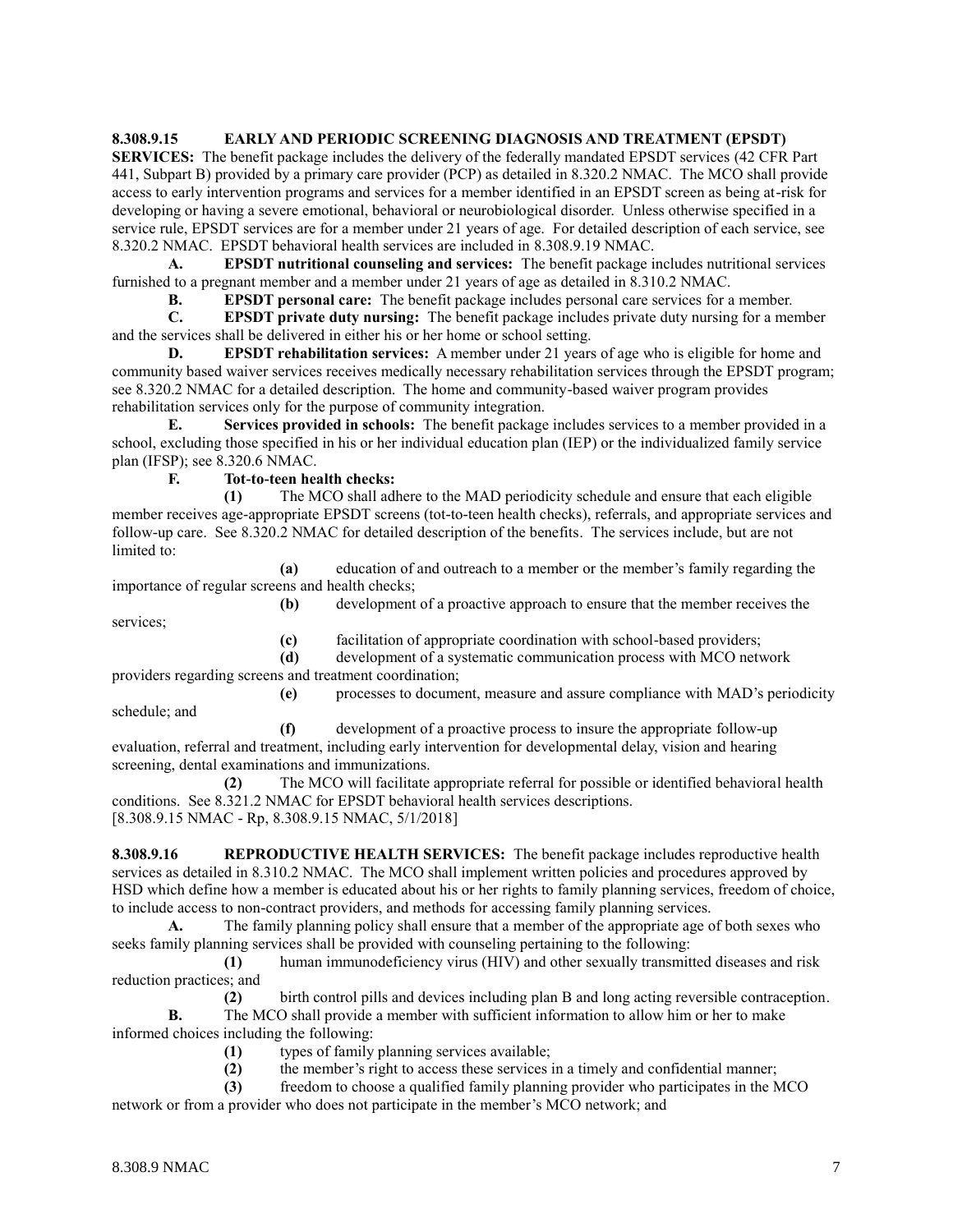**8.308.9.15 EARLY AND PERIODIC SCREENING DIAGNOSIS AND TREATMENT (EPSDT) SERVICES:** The benefit package includes the delivery of the federally mandated EPSDT services (42 CFR Part 441, Subpart B) provided by a primary care provider (PCP) as detailed in 8.320.2 NMAC. The MCO shall provide access to early intervention programs and services for a member identified in an EPSDT screen as being at-risk for developing or having a severe emotional, behavioral or neurobiological disorder. Unless otherwise specified in a service rule, EPSDT services are for a member under 21 years of age. For detailed description of each service, see 8.320.2 NMAC. EPSDT behavioral health services are included in 8.308.9.19 NMAC.

**A. EPSDT nutritional counseling and services:** The benefit package includes nutritional services furnished to a pregnant member and a member under 21 years of age as detailed in 8.310.2 NMAC.

**B. EPSDT personal care:** The benefit package includes personal care services for a member.

**C. EPSDT private duty nursing:** The benefit package includes private duty nursing for a member and the services shall be delivered in either his or her home or school setting.

**D. EPSDT rehabilitation services:** A member under 21 years of age who is eligible for home and community based waiver services receives medically necessary rehabilitation services through the EPSDT program; see 8.320.2 NMAC for a detailed description. The home and community-based waiver program provides rehabilitation services only for the purpose of community integration.

**E. Services provided in schools:** The benefit package includes services to a member provided in a school, excluding those specified in his or her individual education plan (IEP) or the individualized family service plan (IFSP); see 8.320.6 NMAC.

**F. Tot-to-teen health checks:**

**(1)** The MCO shall adhere to the MAD periodicity schedule and ensure that each eligible member receives age-appropriate EPSDT screens (tot-to-teen health checks), referrals, and appropriate services and follow-up care. See 8.320.2 NMAC for detailed description of the benefits. The services include, but are not limited to:

**(a)** education of and outreach to a member or the member's family regarding the importance of regular screens and health checks;

**(b)** development of a proactive approach to ensure that the member receives the services;

**(c)** facilitation of appropriate coordination with school-based providers;

**(d)** development of a systematic communication process with MCO network providers regarding screens and treatment coordination;

**(e)** processes to document, measure and assure compliance with MAD's periodicity schedule; and

**(f)** development of a proactive process to insure the appropriate follow-up evaluation, referral and treatment, including early intervention for developmental delay, vision and hearing screening, dental examinations and immunizations.

**(2)** The MCO will facilitate appropriate referral for possible or identified behavioral health conditions. See 8.321.2 NMAC for EPSDT behavioral health services descriptions.

[8.308.9.15 NMAC - Rp, 8.308.9.15 NMAC, 5/1/2018]

**8.308.9.16 REPRODUCTIVE HEALTH SERVICES:** The benefit package includes reproductive health services as detailed in 8.310.2 NMAC. The MCO shall implement written policies and procedures approved by HSD which define how a member is educated about his or her rights to family planning services, freedom of choice, to include access to non-contract providers, and methods for accessing family planning services.

**A.** The family planning policy shall ensure that a member of the appropriate age of both sexes who seeks family planning services shall be provided with counseling pertaining to the following:

**(1)** human immunodeficiency virus (HIV) and other sexually transmitted diseases and risk reduction practices; and

**(2)** birth control pills and devices including plan B and long acting reversible contraception.

**B.** The MCO shall provide a member with sufficient information to allow him or her to make informed choices including the following:

**(1)** types of family planning services available;

**(2)** the member's right to access these services in a timely and confidential manner;

**(3)** freedom to choose a qualified family planning provider who participates in the MCO network or from a provider who does not participate in the member's MCO network; and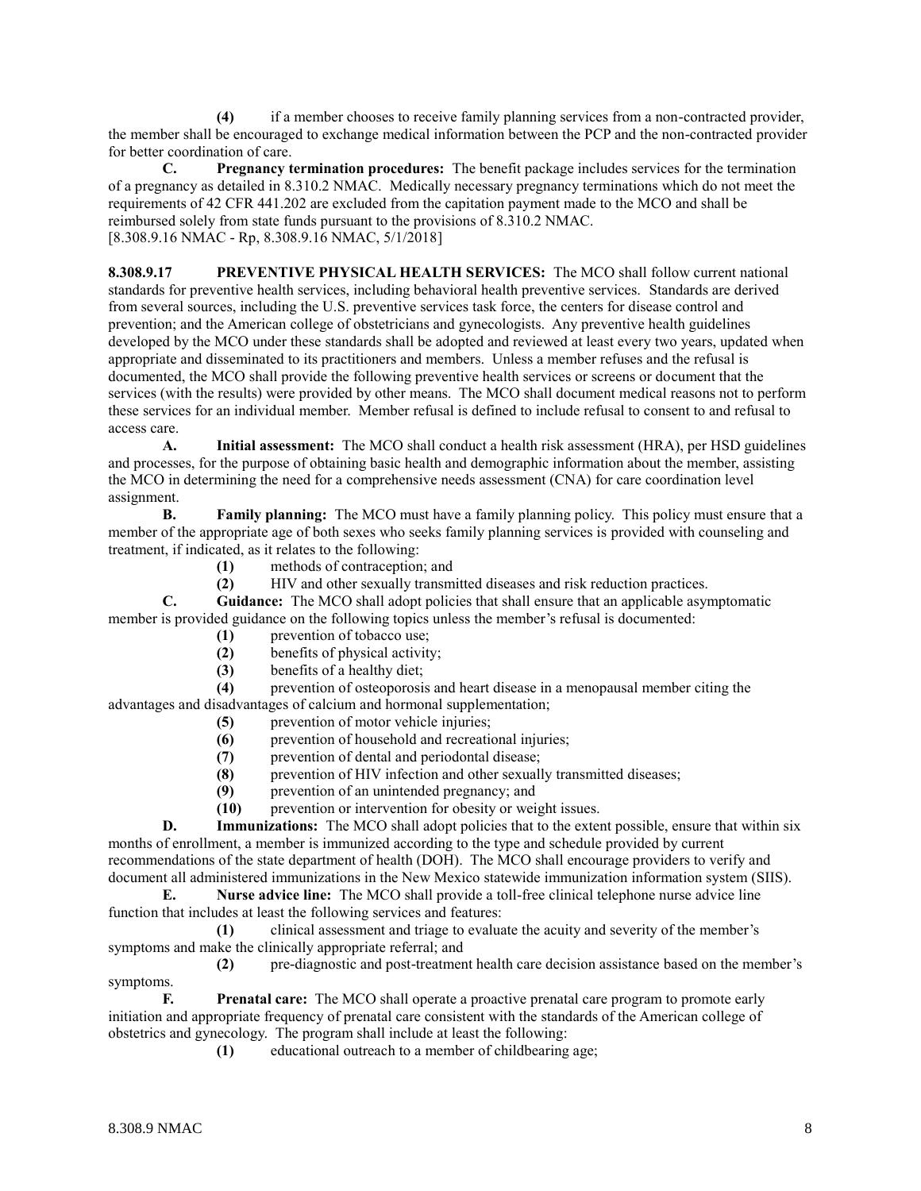**(4)** if a member chooses to receive family planning services from a non-contracted provider, the member shall be encouraged to exchange medical information between the PCP and the non-contracted provider for better coordination of care.

**C. Pregnancy termination procedures:** The benefit package includes services for the termination of a pregnancy as detailed in 8.310.2 NMAC. Medically necessary pregnancy terminations which do not meet the requirements of 42 CFR 441.202 are excluded from the capitation payment made to the MCO and shall be reimbursed solely from state funds pursuant to the provisions of 8.310.2 NMAC.
[8.308.9.16 NMAC - Rp, 8.308.9.16 NMAC, 5/1/2018]

**8.308.9.17 PREVENTIVE PHYSICAL HEALTH SERVICES:** The MCO shall follow current national standards for preventive health services, including behavioral health preventive services. Standards are derived from several sources, including the U.S. preventive services task force, the centers for disease control and prevention; and the American college of obstetricians and gynecologists. Any preventive health guidelines developed by the MCO under these standards shall be adopted and reviewed at least every two years, updated when appropriate and disseminated to its practitioners and members. Unless a member refuses and the refusal is documented, the MCO shall provide the following preventive health services or screens or document that the services (with the results) were provided by other means. The MCO shall document medical reasons not to perform these services for an individual member. Member refusal is defined to include refusal to consent to and refusal to access care.

**A. Initial assessment:** The MCO shall conduct a health risk assessment (HRA), per HSD guidelines and processes, for the purpose of obtaining basic health and demographic information about the member, assisting the MCO in determining the need for a comprehensive needs assessment (CNA) for care coordination level assignment.

**B. Family planning:** The MCO must have a family planning policy. This policy must ensure that a member of the appropriate age of both sexes who seeks family planning services is provided with counseling and treatment, if indicated, as it relates to the following:

**(1)** methods of contraception; and

**(2)** HIV and other sexually transmitted diseases and risk reduction practices.

**C. Guidance:** The MCO shall adopt policies that shall ensure that an applicable asymptomatic member is provided guidance on the following topics unless the member's refusal is documented:

**(1)** prevention of tobacco use;

**(2)** benefits of physical activity;

**(3)** benefits of a healthy diet;

**(4)** prevention of osteoporosis and heart disease in a menopausal member citing the advantages and disadvantages of calcium and hormonal supplementation;

**(5)** prevention of motor vehicle injuries;

**(6)** prevention of household and recreational injuries;

**(7)** prevention of dental and periodontal disease;

**(8)** prevention of HIV infection and other sexually transmitted diseases;

**(9)** prevention of an unintended pregnancy; and

**(10)** prevention or intervention for obesity or weight issues.

**D. Immunizations:** The MCO shall adopt policies that to the extent possible, ensure that within six months of enrollment, a member is immunized according to the type and schedule provided by current recommendations of the state department of health (DOH). The MCO shall encourage providers to verify and document all administered immunizations in the New Mexico statewide immunization information system (SIIS).

**E. Nurse advice line:** The MCO shall provide a toll-free clinical telephone nurse advice line function that includes at least the following services and features:

**(1)** clinical assessment and triage to evaluate the acuity and severity of the member's symptoms and make the clinically appropriate referral; and

**(2)** pre-diagnostic and post-treatment health care decision assistance based on the member's symptoms.

**F. Prenatal care:** The MCO shall operate a proactive prenatal care program to promote early initiation and appropriate frequency of prenatal care consistent with the standards of the American college of obstetrics and gynecology. The program shall include at least the following:

**(1)** educational outreach to a member of childbearing age;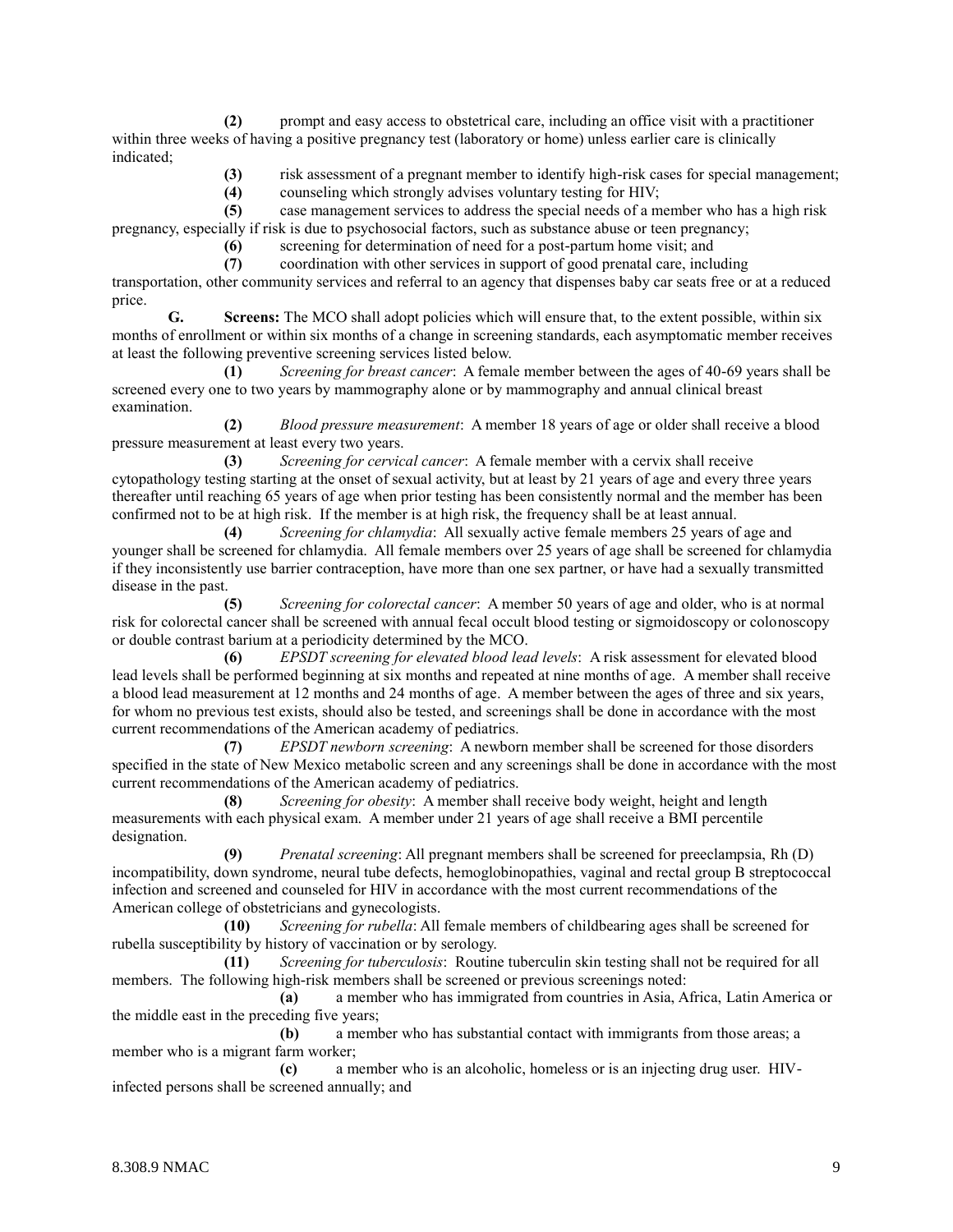**(2)** prompt and easy access to obstetrical care, including an office visit with a practitioner within three weeks of having a positive pregnancy test (laboratory or home) unless earlier care is clinically indicated;

**(3)** risk assessment of a pregnant member to identify high-risk cases for special management;

**(4)** counseling which strongly advises voluntary testing for HIV;

**(5)** case management services to address the special needs of a member who has a high risk pregnancy, especially if risk is due to psychosocial factors, such as substance abuse or teen pregnancy;

**(6)** screening for determination of need for a post-partum home visit; and

**(7)** coordination with other services in support of good prenatal care, including transportation, other community services and referral to an agency that dispenses baby car seats free or at a reduced price.

**G. Screens:** The MCO shall adopt policies which will ensure that, to the extent possible, within six months of enrollment or within six months of a change in screening standards, each asymptomatic member receives at least the following preventive screening services listed below.

**(1)** *Screening for breast cancer*: A female member between the ages of 40-69 years shall be screened every one to two years by mammography alone or by mammography and annual clinical breast examination.

**(2)** *Blood pressure measurement*: A member 18 years of age or older shall receive a blood pressure measurement at least every two years.

**(3)** *Screening for cervical cancer*: A female member with a cervix shall receive cytopathology testing starting at the onset of sexual activity, but at least by 21 years of age and every three years thereafter until reaching 65 years of age when prior testing has been consistently normal and the member has been confirmed not to be at high risk. If the member is at high risk, the frequency shall be at least annual.

**(4)** *Screening for chlamydia*: All sexually active female members 25 years of age and younger shall be screened for chlamydia. All female members over 25 years of age shall be screened for chlamydia if they inconsistently use barrier contraception, have more than one sex partner, or have had a sexually transmitted disease in the past.

**(5)** *Screening for colorectal cancer*: A member 50 years of age and older, who is at normal risk for colorectal cancer shall be screened with annual fecal occult blood testing or sigmoidoscopy or colonoscopy or double contrast barium at a periodicity determined by the MCO.

**(6)** *EPSDT screening for elevated blood lead levels*: A risk assessment for elevated blood lead levels shall be performed beginning at six months and repeated at nine months of age. A member shall receive a blood lead measurement at 12 months and 24 months of age. A member between the ages of three and six years, for whom no previous test exists, should also be tested, and screenings shall be done in accordance with the most current recommendations of the American academy of pediatrics.

**(7)** *EPSDT newborn screening*: A newborn member shall be screened for those disorders specified in the state of New Mexico metabolic screen and any screenings shall be done in accordance with the most current recommendations of the American academy of pediatrics.

**(8)** *Screening for obesity*: A member shall receive body weight, height and length measurements with each physical exam. A member under 21 years of age shall receive a BMI percentile designation.

**(9)** *Prenatal screening*: All pregnant members shall be screened for preeclampsia, Rh (D) incompatibility, down syndrome, neural tube defects, hemoglobinopathies, vaginal and rectal group B streptococcal infection and screened and counseled for HIV in accordance with the most current recommendations of the American college of obstetricians and gynecologists.

**(10)** *Screening for rubella*: All female members of childbearing ages shall be screened for rubella susceptibility by history of vaccination or by serology.

**(11)** *Screening for tuberculosis*: Routine tuberculin skin testing shall not be required for all members. The following high-risk members shall be screened or previous screenings noted:

**(a)** a member who has immigrated from countries in Asia, Africa, Latin America or the middle east in the preceding five years;

**(b)** a member who has substantial contact with immigrants from those areas; a member who is a migrant farm worker;

**(c)** a member who is an alcoholic, homeless or is an injecting drug user. HIV-infected persons shall be screened annually; and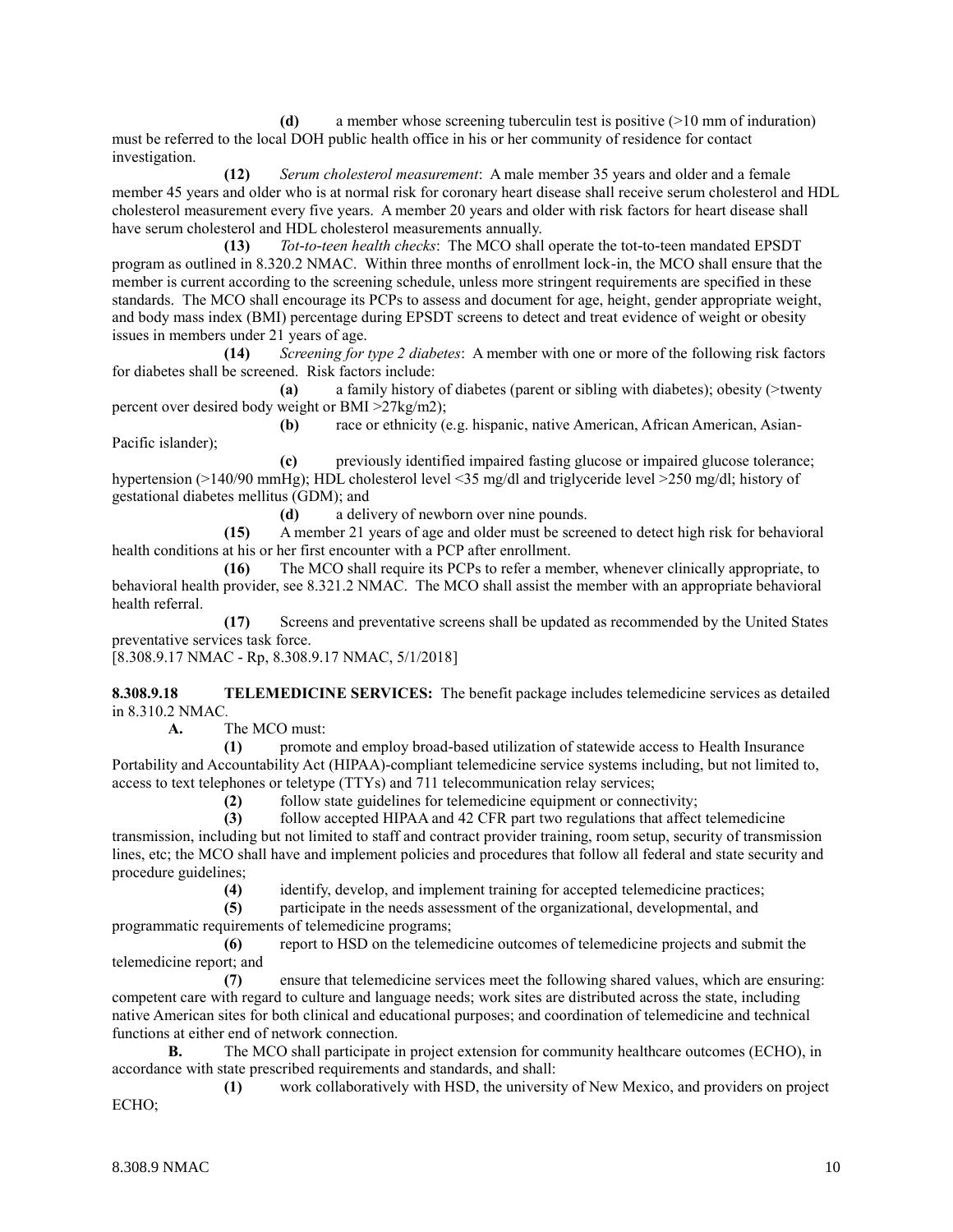**(d)** a member whose screening tuberculin test is positive (>10 mm of induration) must be referred to the local DOH public health office in his or her community of residence for contact investigation.

**(12)** *Serum cholesterol measurement*: A male member 35 years and older and a female member 45 years and older who is at normal risk for coronary heart disease shall receive serum cholesterol and HDL cholesterol measurement every five years. A member 20 years and older with risk factors for heart disease shall have serum cholesterol and HDL cholesterol measurements annually.

**(13)** *Tot-to-teen health checks*: The MCO shall operate the tot-to-teen mandated EPSDT program as outlined in 8.320.2 NMAC. Within three months of enrollment lock-in, the MCO shall ensure that the member is current according to the screening schedule, unless more stringent requirements are specified in these standards. The MCO shall encourage its PCPs to assess and document for age, height, gender appropriate weight, and body mass index (BMI) percentage during EPSDT screens to detect and treat evidence of weight or obesity issues in members under 21 years of age.

**(14)** *Screening for type 2 diabetes*: A member with one or more of the following risk factors for diabetes shall be screened. Risk factors include:

**(a)** a family history of diabetes (parent or sibling with diabetes); obesity (>twenty percent over desired body weight or BMI >27kg/m2);

**(b)** race or ethnicity (e.g. hispanic, native American, African American, Asian-Pacific islander);

**(c)** previously identified impaired fasting glucose or impaired glucose tolerance; hypertension (>140/90 mmHg); HDL cholesterol level <35 mg/dl and triglyceride level >250 mg/dl; history of gestational diabetes mellitus (GDM); and

**(d)** a delivery of newborn over nine pounds.

**(15)** A member 21 years of age and older must be screened to detect high risk for behavioral health conditions at his or her first encounter with a PCP after enrollment.

**(16)** The MCO shall require its PCPs to refer a member, whenever clinically appropriate, to behavioral health provider, see 8.321.2 NMAC. The MCO shall assist the member with an appropriate behavioral health referral.

**(17)** Screens and preventative screens shall be updated as recommended by the United States preventative services task force.

[8.308.9.17 NMAC - Rp, 8.308.9.17 NMAC, 5/1/2018]

**8.308.9.18 TELEMEDICINE SERVICES:** The benefit package includes telemedicine services as detailed in 8.310.2 NMAC.

**A.** The MCO must:

**(1)** promote and employ broad-based utilization of statewide access to Health Insurance Portability and Accountability Act (HIPAA)-compliant telemedicine service systems including, but not limited to, access to text telephones or teletype (TTYs) and 711 telecommunication relay services;

**(2)** follow state guidelines for telemedicine equipment or connectivity;

**(3)** follow accepted HIPAA and 42 CFR part two regulations that affect telemedicine transmission, including but not limited to staff and contract provider training, room setup, security of transmission lines, etc; the MCO shall have and implement policies and procedures that follow all federal and state security and procedure guidelines;

**(4)** identify, develop, and implement training for accepted telemedicine practices;

**(5)** participate in the needs assessment of the organizational, developmental, and programmatic requirements of telemedicine programs;

**(6)** report to HSD on the telemedicine outcomes of telemedicine projects and submit the telemedicine report; and

**(7)** ensure that telemedicine services meet the following shared values, which are ensuring: competent care with regard to culture and language needs; work sites are distributed across the state, including native American sites for both clinical and educational purposes; and coordination of telemedicine and technical functions at either end of network connection.

**B.** The MCO shall participate in project extension for community healthcare outcomes (ECHO), in accordance with state prescribed requirements and standards, and shall:

**(1)** work collaboratively with HSD, the university of New Mexico, and providers on project ECHO;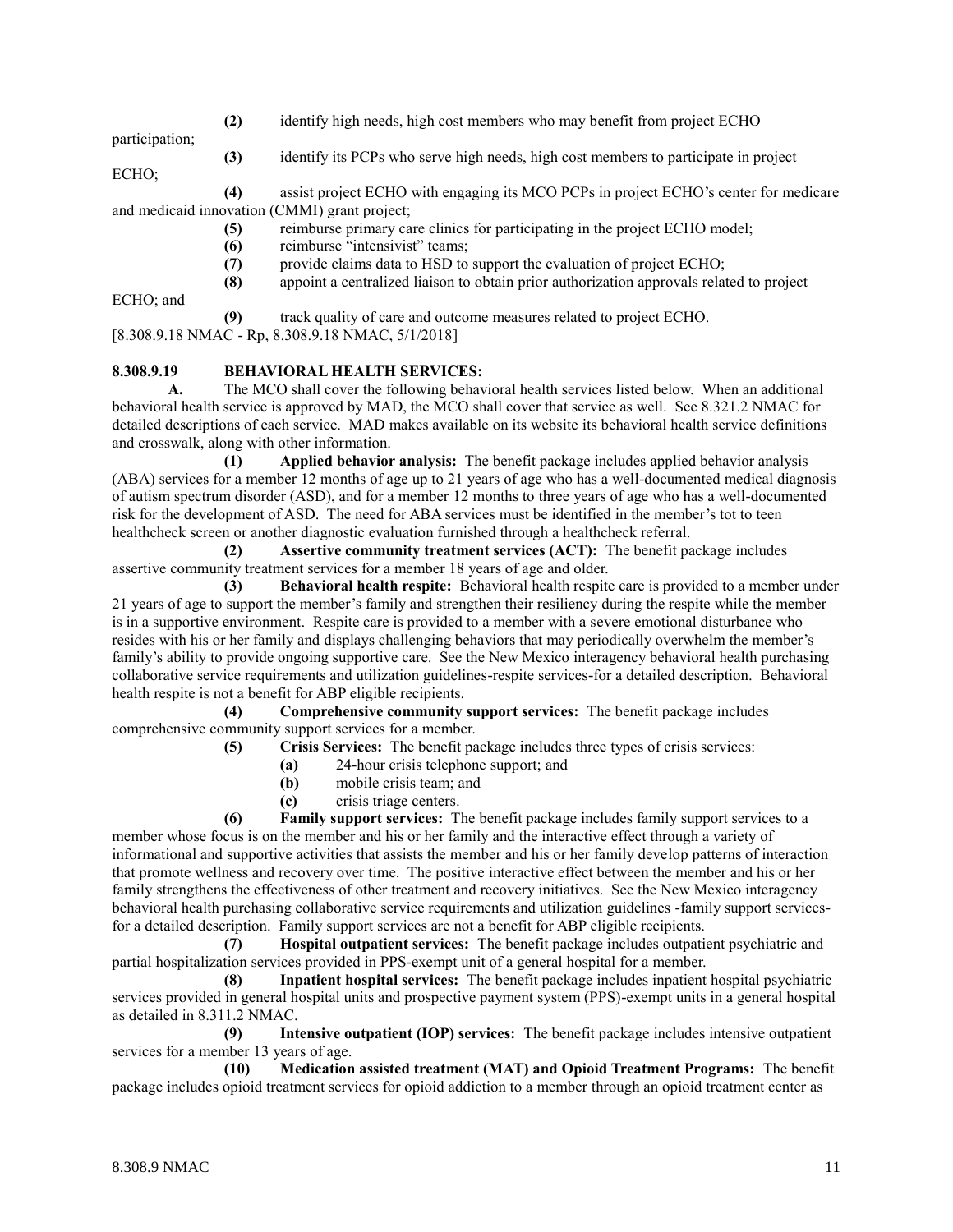**(2)** identify high needs, high cost members who may benefit from project ECHO participation;

**(3)** identify its PCPs who serve high needs, high cost members to participate in project ECHO;

**(4)** assist project ECHO with engaging its MCO PCPs in project ECHO's center for medicare and medicaid innovation (CMMI) grant project;

**(5)** reimburse primary care clinics for participating in the project ECHO model;

**(6)** reimburse "intensivist" teams;

**(7)** provide claims data to HSD to support the evaluation of project ECHO;

**(8)** appoint a centralized liaison to obtain prior authorization approvals related to project ECHO; and

**(9)** track quality of care and outcome measures related to project ECHO.

[8.308.9.18 NMAC - Rp, 8.308.9.18 NMAC, 5/1/2018]

**8.308.9.19 BEHAVIORAL HEALTH SERVICES:**

**A.** The MCO shall cover the following behavioral health services listed below. When an additional behavioral health service is approved by MAD, the MCO shall cover that service as well. See 8.321.2 NMAC for detailed descriptions of each service. MAD makes available on its website its behavioral health service definitions and crosswalk, along with other information.

**(1) Applied behavior analysis:** The benefit package includes applied behavior analysis (ABA) services for a member 12 months of age up to 21 years of age who has a well-documented medical diagnosis of autism spectrum disorder (ASD), and for a member 12 months to three years of age who has a well-documented risk for the development of ASD. The need for ABA services must be identified in the member's tot to teen healthcheck screen or another diagnostic evaluation furnished through a healthcheck referral.

**(2) Assertive community treatment services (ACT):** The benefit package includes assertive community treatment services for a member 18 years of age and older.

**(3) Behavioral health respite:** Behavioral health respite care is provided to a member under 21 years of age to support the member's family and strengthen their resiliency during the respite while the member is in a supportive environment. Respite care is provided to a member with a severe emotional disturbance who resides with his or her family and displays challenging behaviors that may periodically overwhelm the member's family's ability to provide ongoing supportive care. See the New Mexico interagency behavioral health purchasing collaborative service requirements and utilization guidelines-respite services-for a detailed description. Behavioral health respite is not a benefit for ABP eligible recipients.

**(4) Comprehensive community support services:** The benefit package includes comprehensive community support services for a member.

**(5) Crisis Services:** The benefit package includes three types of crisis services:

**(a)** 24-hour crisis telephone support; and

**(b)** mobile crisis team; and

**(c)** crisis triage centers.

**(6) Family support services:** The benefit package includes family support services to a member whose focus is on the member and his or her family and the interactive effect through a variety of informational and supportive activities that assists the member and his or her family develop patterns of interaction that promote wellness and recovery over time. The positive interactive effect between the member and his or her family strengthens the effectiveness of other treatment and recovery initiatives. See the New Mexico interagency behavioral health purchasing collaborative service requirements and utilization guidelines -family support services-for a detailed description. Family support services are not a benefit for ABP eligible recipients.

**(7) Hospital outpatient services:** The benefit package includes outpatient psychiatric and partial hospitalization services provided in PPS-exempt unit of a general hospital for a member.

**(8) Inpatient hospital services:** The benefit package includes inpatient hospital psychiatric services provided in general hospital units and prospective payment system (PPS)-exempt units in a general hospital as detailed in 8.311.2 NMAC.

**(9) Intensive outpatient (IOP) services:** The benefit package includes intensive outpatient services for a member 13 years of age.

**(10) Medication assisted treatment (MAT) and Opioid Treatment Programs:** The benefit package includes opioid treatment services for opioid addiction to a member through an opioid treatment center as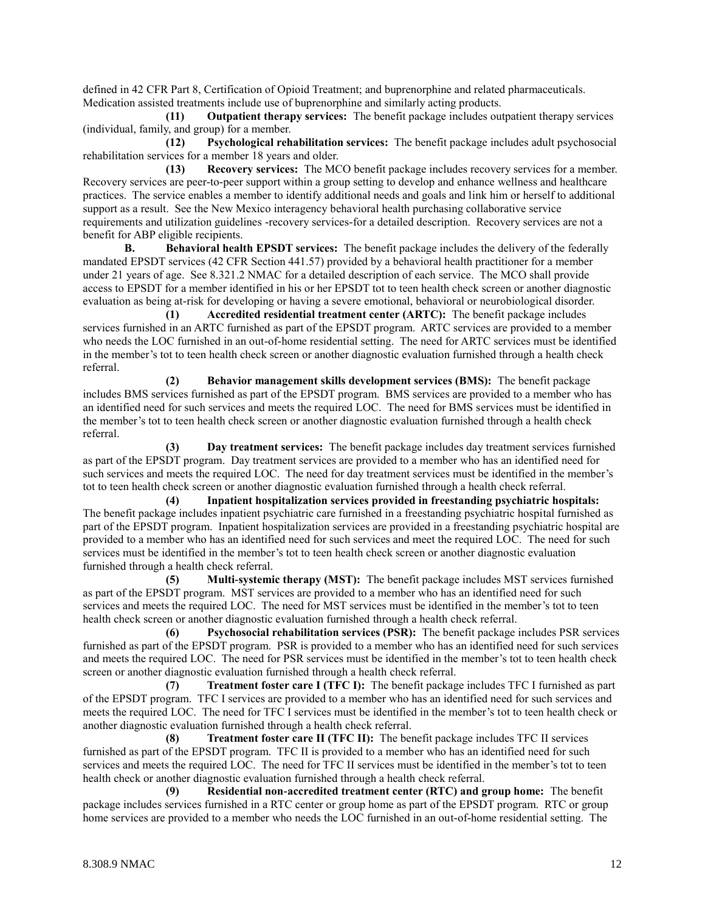defined in 42 CFR Part 8, Certification of Opioid Treatment; and buprenorphine and related pharmaceuticals. Medication assisted treatments include use of buprenorphine and similarly acting products.

**(11) Outpatient therapy services:** The benefit package includes outpatient therapy services (individual, family, and group) for a member.

**(12) Psychological rehabilitation services:** The benefit package includes adult psychosocial rehabilitation services for a member 18 years and older.

**(13) Recovery services:** The MCO benefit package includes recovery services for a member. Recovery services are peer-to-peer support within a group setting to develop and enhance wellness and healthcare practices. The service enables a member to identify additional needs and goals and link him or herself to additional support as a result. See the New Mexico interagency behavioral health purchasing collaborative service requirements and utilization guidelines -recovery services-for a detailed description. Recovery services are not a benefit for ABP eligible recipients.

**B. Behavioral health EPSDT services:** The benefit package includes the delivery of the federally mandated EPSDT services (42 CFR Section 441.57) provided by a behavioral health practitioner for a member under 21 years of age. See 8.321.2 NMAC for a detailed description of each service. The MCO shall provide access to EPSDT for a member identified in his or her EPSDT tot to teen health check screen or another diagnostic evaluation as being at-risk for developing or having a severe emotional, behavioral or neurobiological disorder.

**(1) Accredited residential treatment center (ARTC):** The benefit package includes services furnished in an ARTC furnished as part of the EPSDT program. ARTC services are provided to a member who needs the LOC furnished in an out-of-home residential setting. The need for ARTC services must be identified in the member's tot to teen health check screen or another diagnostic evaluation furnished through a health check referral.

**(2) Behavior management skills development services (BMS):** The benefit package includes BMS services furnished as part of the EPSDT program. BMS services are provided to a member who has an identified need for such services and meets the required LOC. The need for BMS services must be identified in the member's tot to teen health check screen or another diagnostic evaluation furnished through a health check referral.

**(3) Day treatment services:** The benefit package includes day treatment services furnished as part of the EPSDT program. Day treatment services are provided to a member who has an identified need for such services and meets the required LOC. The need for day treatment services must be identified in the member's tot to teen health check screen or another diagnostic evaluation furnished through a health check referral.

**(4) Inpatient hospitalization services provided in freestanding psychiatric hospitals:** The benefit package includes inpatient psychiatric care furnished in a freestanding psychiatric hospital furnished as part of the EPSDT program. Inpatient hospitalization services are provided in a freestanding psychiatric hospital are provided to a member who has an identified need for such services and meet the required LOC. The need for such services must be identified in the member's tot to teen health check screen or another diagnostic evaluation furnished through a health check referral.

**(5) Multi-systemic therapy (MST):** The benefit package includes MST services furnished as part of the EPSDT program. MST services are provided to a member who has an identified need for such services and meets the required LOC. The need for MST services must be identified in the member's tot to teen health check screen or another diagnostic evaluation furnished through a health check referral.

**(6) Psychosocial rehabilitation services (PSR):** The benefit package includes PSR services furnished as part of the EPSDT program. PSR is provided to a member who has an identified need for such services and meets the required LOC. The need for PSR services must be identified in the member's tot to teen health check screen or another diagnostic evaluation furnished through a health check referral.

**(7) Treatment foster care I (TFC I):** The benefit package includes TFC I furnished as part of the EPSDT program. TFC I services are provided to a member who has an identified need for such services and meets the required LOC. The need for TFC I services must be identified in the member's tot to teen health check or another diagnostic evaluation furnished through a health check referral.

**(8) Treatment foster care II (TFC II):** The benefit package includes TFC II services furnished as part of the EPSDT program. TFC II is provided to a member who has an identified need for such services and meets the required LOC. The need for TFC II services must be identified in the member's tot to teen health check or another diagnostic evaluation furnished through a health check referral.

**(9) Residential non-accredited treatment center (RTC) and group home:** The benefit package includes services furnished in a RTC center or group home as part of the EPSDT program. RTC or group home services are provided to a member who needs the LOC furnished in an out-of-home residential setting. The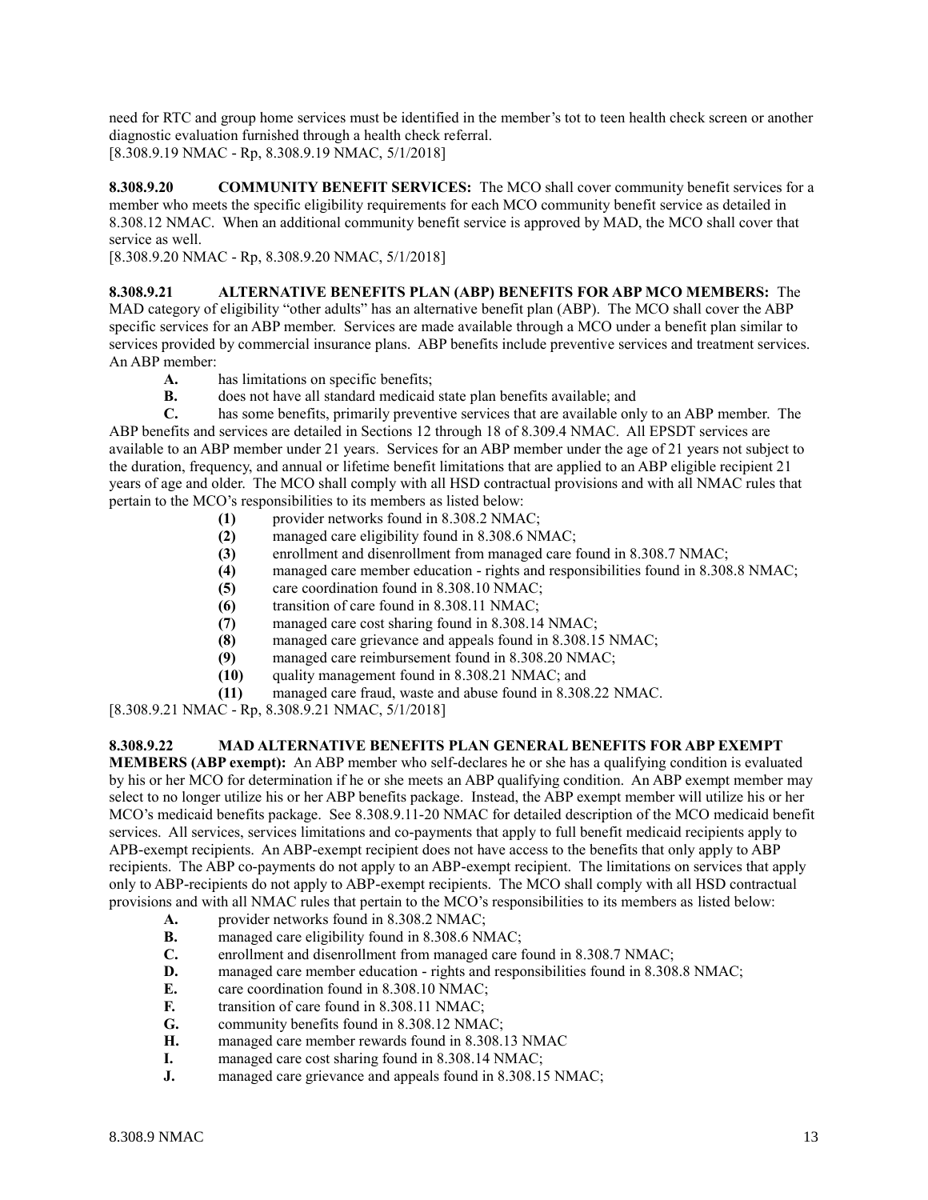need for RTC and group home services must be identified in the member's tot to teen health check screen or another diagnostic evaluation furnished through a health check referral.
[8.308.9.19 NMAC - Rp, 8.308.9.19 NMAC, 5/1/2018]

**8.308.9.20 COMMUNITY BENEFIT SERVICES:** The MCO shall cover community benefit services for a member who meets the specific eligibility requirements for each MCO community benefit service as detailed in 8.308.12 NMAC. When an additional community benefit service is approved by MAD, the MCO shall cover that service as well.
[8.308.9.20 NMAC - Rp, 8.308.9.20 NMAC, 5/1/2018]

**8.308.9.21 ALTERNATIVE BENEFITS PLAN (ABP) BENEFITS FOR ABP MCO MEMBERS:** The MAD category of eligibility "other adults" has an alternative benefit plan (ABP). The MCO shall cover the ABP specific services for an ABP member. Services are made available through a MCO under a benefit plan similar to services provided by commercial insurance plans. ABP benefits include preventive services and treatment services. An ABP member:

**A.** has limitations on specific benefits;

**B.** does not have all standard medicaid state plan benefits available; and

**C.** has some benefits, primarily preventive services that are available only to an ABP member. The ABP benefits and services are detailed in Sections 12 through 18 of 8.309.4 NMAC. All EPSDT services are available to an ABP member under 21 years. Services for an ABP member under the age of 21 years not subject to the duration, frequency, and annual or lifetime benefit limitations that are applied to an ABP eligible recipient 21 years of age and older. The MCO shall comply with all HSD contractual provisions and with all NMAC rules that pertain to the MCO's responsibilities to its members as listed below:

- **(1)** provider networks found in 8.308.2 NMAC;
- **(2)** managed care eligibility found in 8.308.6 NMAC;
- **(3)** enrollment and disenrollment from managed care found in 8.308.7 NMAC;
- **(4)** managed care member education - rights and responsibilities found in 8.308.8 NMAC;
- **(5)** care coordination found in 8.308.10 NMAC;
- **(6)** transition of care found in 8.308.11 NMAC;
- **(7)** managed care cost sharing found in 8.308.14 NMAC;
- **(8)** managed care grievance and appeals found in 8.308.15 NMAC;
- **(9)** managed care reimbursement found in 8.308.20 NMAC;
- **(10)** quality management found in 8.308.21 NMAC; and
- **(11)** managed care fraud, waste and abuse found in 8.308.22 NMAC.

[8.308.9.21 NMAC - Rp, 8.308.9.21 NMAC, 5/1/2018]

**8.308.9.22 MAD ALTERNATIVE BENEFITS PLAN GENERAL BENEFITS FOR ABP EXEMPT MEMBERS (ABP exempt):** An ABP member who self-declares he or she has a qualifying condition is evaluated by his or her MCO for determination if he or she meets an ABP qualifying condition. An ABP exempt member may select to no longer utilize his or her ABP benefits package. Instead, the ABP exempt member will utilize his or her MCO's medicaid benefits package. See 8.308.9.11-20 NMAC for detailed description of the MCO medicaid benefit services. All services, services limitations and co-payments that apply to full benefit medicaid recipients apply to APB-exempt recipients. An ABP-exempt recipient does not have access to the benefits that only apply to ABP recipients. The ABP co-payments do not apply to an ABP-exempt recipient. The limitations on services that apply only to ABP-recipients do not apply to ABP-exempt recipients. The MCO shall comply with all HSD contractual provisions and with all NMAC rules that pertain to the MCO's responsibilities to its members as listed below:

- **A.** provider networks found in 8.308.2 NMAC;
- **B.** managed care eligibility found in 8.308.6 NMAC;
- **C.** enrollment and disenrollment from managed care found in 8.308.7 NMAC;
- **D.** managed care member education - rights and responsibilities found in 8.308.8 NMAC;
- **E.** care coordination found in 8.308.10 NMAC;
- **F.** transition of care found in 8.308.11 NMAC;
- **G.** community benefits found in 8.308.12 NMAC;
- **H.** managed care member rewards found in 8.308.13 NMAC
- **I.** managed care cost sharing found in 8.308.14 NMAC;
- **J.** managed care grievance and appeals found in 8.308.15 NMAC;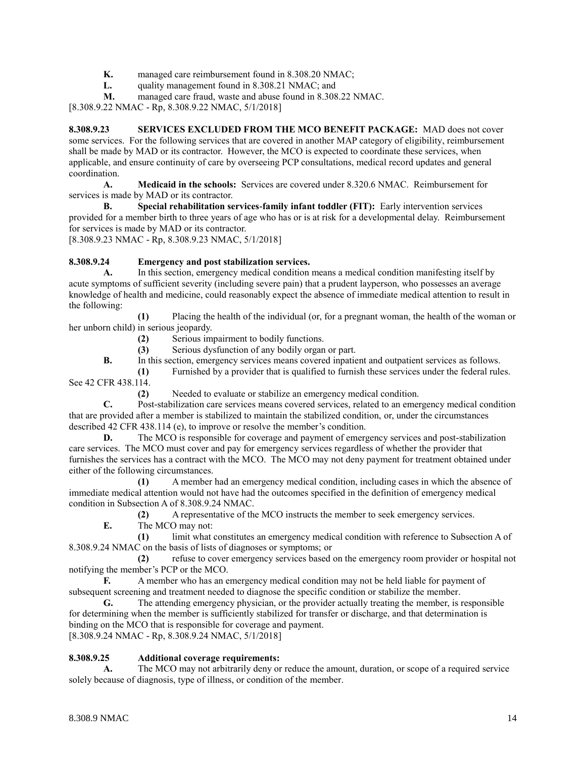**K.** managed care reimbursement found in 8.308.20 NMAC;

**L.** quality management found in 8.308.21 NMAC; and

**M.** managed care fraud, waste and abuse found in 8.308.22 NMAC.

[8.308.9.22 NMAC - Rp, 8.308.9.22 NMAC, 5/1/2018]

**8.308.9.23 SERVICES EXCLUDED FROM THE MCO BENEFIT PACKAGE:** MAD does not cover some services. For the following services that are covered in another MAP category of eligibility, reimbursement shall be made by MAD or its contractor. However, the MCO is expected to coordinate these services, when applicable, and ensure continuity of care by overseeing PCP consultations, medical record updates and general coordination.

**A. Medicaid in the schools:** Services are covered under 8.320.6 NMAC. Reimbursement for services is made by MAD or its contractor.

**B. Special rehabilitation services-family infant toddler (FIT):** Early intervention services provided for a member birth to three years of age who has or is at risk for a developmental delay. Reimbursement for services is made by MAD or its contractor.

[8.308.9.23 NMAC - Rp, 8.308.9.23 NMAC, 5/1/2018]

**8.308.9.24 Emergency and post stabilization services.**

**A.** In this section, emergency medical condition means a medical condition manifesting itself by acute symptoms of sufficient severity (including severe pain) that a prudent layperson, who possesses an average knowledge of health and medicine, could reasonably expect the absence of immediate medical attention to result in the following:

**(1)** Placing the health of the individual (or, for a pregnant woman, the health of the woman or her unborn child) in serious jeopardy.

**(2)** Serious impairment to bodily functions.

**(3)** Serious dysfunction of any bodily organ or part.

**B.** In this section, emergency services means covered inpatient and outpatient services as follows.

**(1)** Furnished by a provider that is qualified to furnish these services under the federal rules. See 42 CFR 438.114.

**(2)** Needed to evaluate or stabilize an emergency medical condition.

**C.** Post-stabilization care services means covered services, related to an emergency medical condition that are provided after a member is stabilized to maintain the stabilized condition, or, under the circumstances described 42 CFR 438.114 (e), to improve or resolve the member's condition.

**D.** The MCO is responsible for coverage and payment of emergency services and post-stabilization care services. The MCO must cover and pay for emergency services regardless of whether the provider that furnishes the services has a contract with the MCO. The MCO may not deny payment for treatment obtained under either of the following circumstances.

**(1)** A member had an emergency medical condition, including cases in which the absence of immediate medical attention would not have had the outcomes specified in the definition of emergency medical condition in Subsection A of 8.308.9.24 NMAC.

**(2)** A representative of the MCO instructs the member to seek emergency services.

**E.** The MCO may not:

**(1)** limit what constitutes an emergency medical condition with reference to Subsection A of 8.308.9.24 NMAC on the basis of lists of diagnoses or symptoms; or

**(2)** refuse to cover emergency services based on the emergency room provider or hospital not notifying the member's PCP or the MCO.

**F.** A member who has an emergency medical condition may not be held liable for payment of subsequent screening and treatment needed to diagnose the specific condition or stabilize the member.

**G.** The attending emergency physician, or the provider actually treating the member, is responsible for determining when the member is sufficiently stabilized for transfer or discharge, and that determination is binding on the MCO that is responsible for coverage and payment.

[8.308.9.24 NMAC - Rp, 8.308.9.24 NMAC, 5/1/2018]

**8.308.9.25 Additional coverage requirements:**

**A.** The MCO may not arbitrarily deny or reduce the amount, duration, or scope of a required service solely because of diagnosis, type of illness, or condition of the member.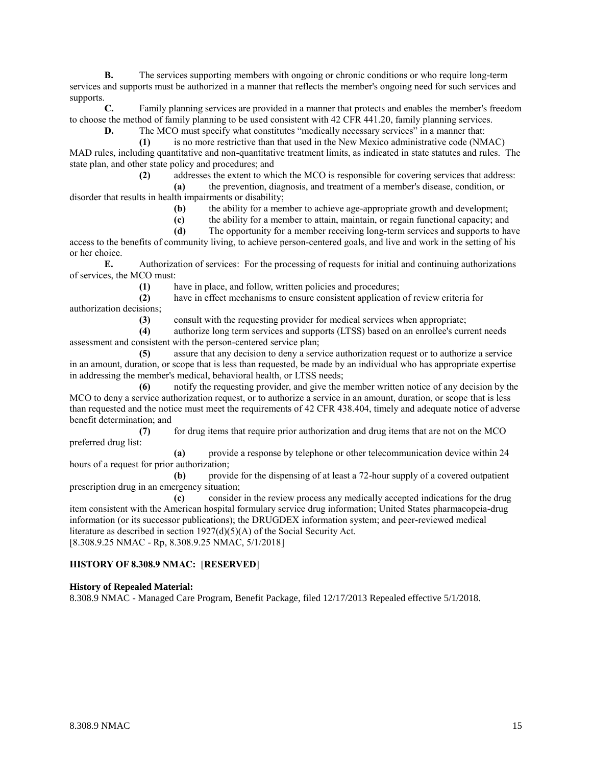**B.** The services supporting members with ongoing or chronic conditions or who require long-term services and supports must be authorized in a manner that reflects the member's ongoing need for such services and supports.

**C.** Family planning services are provided in a manner that protects and enables the member's freedom to choose the method of family planning to be used consistent with 42 CFR 441.20, family planning services.

**D.** The MCO must specify what constitutes "medically necessary services" in a manner that:

**(1)** is no more restrictive than that used in the New Mexico administrative code (NMAC) MAD rules, including quantitative and non-quantitative treatment limits, as indicated in state statutes and rules. The state plan, and other state policy and procedures; and

**(2)** addresses the extent to which the MCO is responsible for covering services that address:

**(a)** the prevention, diagnosis, and treatment of a member's disease, condition, or disorder that results in health impairments or disability;

**(b)** the ability for a member to achieve age-appropriate growth and development;

**(c)** the ability for a member to attain, maintain, or regain functional capacity; and

**(d)** The opportunity for a member receiving long-term services and supports to have access to the benefits of community living, to achieve person-centered goals, and live and work in the setting of his or her choice.

**E.** Authorization of services: For the processing of requests for initial and continuing authorizations of services, the MCO must:

**(1)** have in place, and follow, written policies and procedures;

**(2)** have in effect mechanisms to ensure consistent application of review criteria for authorization decisions;

**(3)** consult with the requesting provider for medical services when appropriate;

**(4)** authorize long term services and supports (LTSS) based on an enrollee's current needs assessment and consistent with the person-centered service plan;

**(5)** assure that any decision to deny a service authorization request or to authorize a service in an amount, duration, or scope that is less than requested, be made by an individual who has appropriate expertise in addressing the member's medical, behavioral health, or LTSS needs;

**(6)** notify the requesting provider, and give the member written notice of any decision by the MCO to deny a service authorization request, or to authorize a service in an amount, duration, or scope that is less than requested and the notice must meet the requirements of 42 CFR 438.404, timely and adequate notice of adverse benefit determination; and

**(7)** for drug items that require prior authorization and drug items that are not on the MCO preferred drug list:

**(a)** provide a response by telephone or other telecommunication device within 24 hours of a request for prior authorization;

**(b)** provide for the dispensing of at least a 72-hour supply of a covered outpatient prescription drug in an emergency situation;

**(c)** consider in the review process any medically accepted indications for the drug item consistent with the American hospital formulary service drug information; United States pharmacopeia-drug information (or its successor publications); the DRUGDEX information system; and peer-reviewed medical literature as described in section 1927(d)(5)(A) of the Social Security Act.

[8.308.9.25 NMAC - Rp, 8.308.9.25 NMAC, 5/1/2018]

**HISTORY OF 8.308.9 NMAC:** [**RESERVED**]

**History of Repealed Material:**

8.308.9 NMAC - Managed Care Program, Benefit Package, filed 12/17/2013 Repealed effective 5/1/2018.